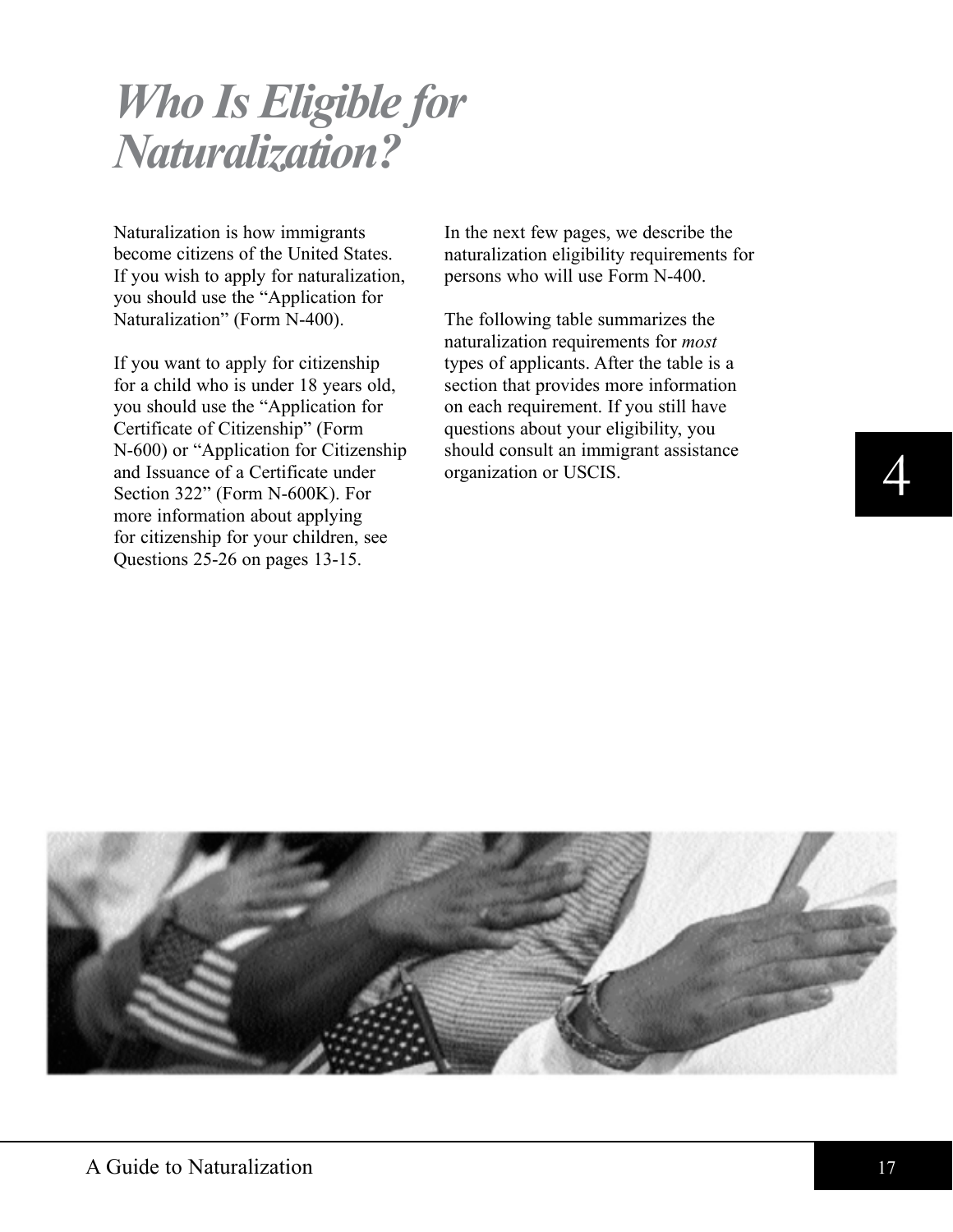# *Who Is Eligible for Naturalization?*

Naturalization is how immigrants become citizens of the United States. If you wish to apply for naturalization, you should use the "Application for Naturalization" (Form N-400).

If you want to apply for citizenship for a child who is under 18 years old, you should use the "Application for Certificate of Citizenship" (Form N-600) or "Application for Citizenship and Issuance of a Certificate under Section 322" (Form N-600K). For more information about applying for citizenship for your children, see Questions 25-26 on pages 13-15.

In the next few pages, we describe the naturalization eligibility requirements for persons who will use Form N-400.

The following table summarizes the naturalization requirements for *most* types of applicants. After the table is a section that provides more information on each requirement. If you still have questions about your eligibility, you should consult an immigrant assistance organization or USCIS.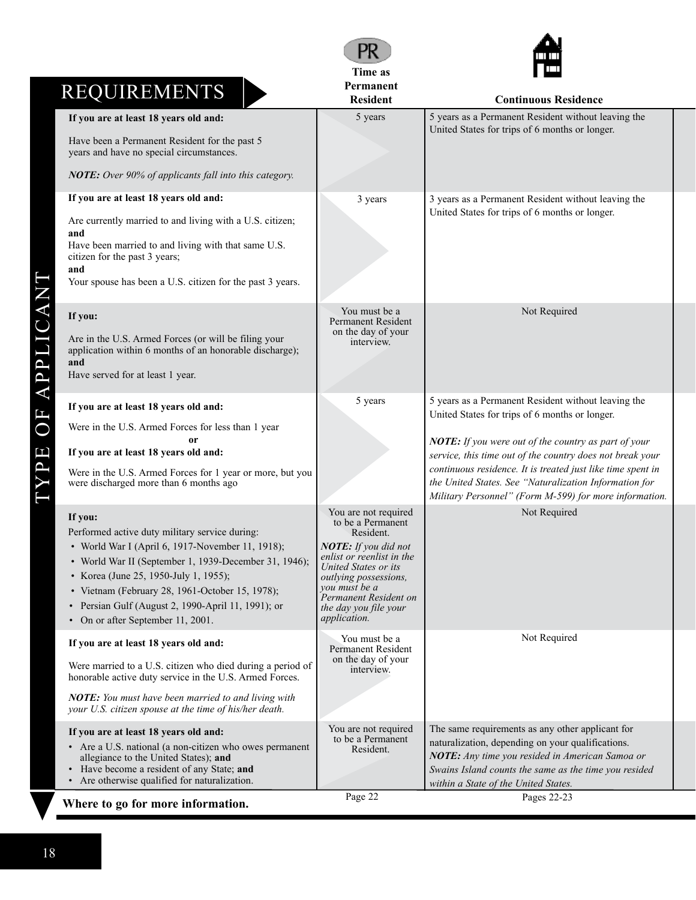## REQUIREMENTS

| TYPE OF APPLICANT | Time as Permanent Resident | Continuous Residence |
|---|---|---|
| **If you are at least 18 years old and:**<br><br>Have been a Permanent Resident for the past 5 years and have no special circumstances.<br><br>***NOTE:*** *Over 90% of applicants fall into this category.* | 5 years | 5 years as a Permanent Resident without leaving the United States for trips of 6 months or longer. |
| **If you are at least 18 years old and:**<br><br>Are currently married to and living with a U.S. citizen;<br>**and**<br>Have been married to and living with that same U.S. citizen for the past 3 years;<br>**and**<br>Your spouse has been a U.S. citizen for the past 3 years. | 3 years | 3 years as a Permanent Resident without leaving the United States for trips of 6 months or longer. |
| **If you:**<br><br>Are in the U.S. Armed Forces (or will be filing your application within 6 months of an honorable discharge);<br>**and**<br>Have served for at least 1 year. | You must be a Permanent Resident on the day of your interview. | Not Required |
| **If you are at least 18 years old and:**<br><br>Were in the U.S. Armed Forces for less than 1 year<br>**or**<br>**If you are at least 18 years old and:**<br><br>Were in the U.S. Armed Forces for 1 year or more, but you were discharged more than 6 months ago | 5 years | 5 years as a Permanent Resident without leaving the United States for trips of 6 months or longer.<br><br>***NOTE:*** *If you were out of the country as part of your service, this time out of the country does not break your continuous residence. It is treated just like time spent in the United States. See "Naturalization Information for Military Personnel" (Form M-599) for more information.* |
| **If you:**<br>Performed active duty military service during:<br>• World War I (April 6, 1917-November 11, 1918);<br>• World War II (September 1, 1939-December 31, 1946);<br>• Korea (June 25, 1950-July 1, 1955);<br>• Vietnam (February 28, 1961-October 15, 1978);<br>• Persian Gulf (August 2, 1990-April 11, 1991); or<br>• On or after September 11, 2001. | You are not required to be a Permanent Resident.<br>***NOTE:*** *If you did not enlist or reenlist in the United States or its outlying possessions, you must be a Permanent Resident on the day you file your application.* | Not Required |
| **If you are at least 18 years old and:**<br><br>Were married to a U.S. citizen who died during a period of honorable active duty service in the U.S. Armed Forces.<br><br>***NOTE:*** *You must have been married to and living with your U.S. citizen spouse at the time of his/her death.* | You must be a Permanent Resident on the day of your interview. | Not Required |
| **If you are at least 18 years old and:**<br>• Are a U.S. national (a non-citizen who owes permanent allegiance to the United States); **and**<br>• Have become a resident of any State; **and**<br>• Are otherwise qualified for naturalization. | You are not required to be a Permanent Resident. | The same requirements as any other applicant for naturalization, depending on your qualifications.<br>***NOTE:*** *Any time you resided in American Samoa or Swains Island counts the same as the time you resided within a State of the United States.* |
| **Where to go for more information.** | Page 22 | Pages 22-23 |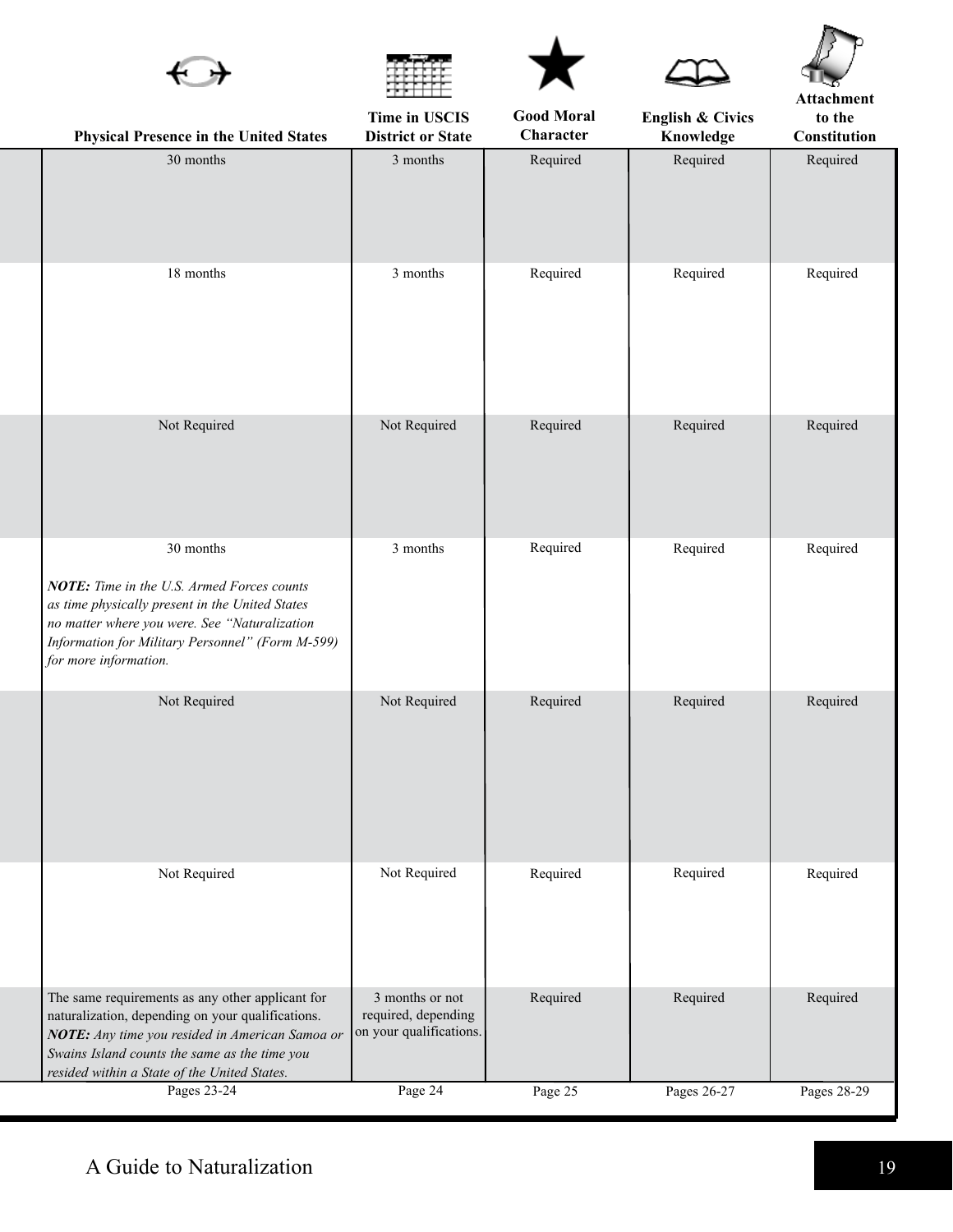| Physical Presence in the United States | Time in USCIS District or State | Good Moral Character | English & Civics Knowledge | Attachment to the Constitution |
|---|---|---|---|---|
| 30 months | 3 months | Required | Required | Required |
| 18 months | 3 months | Required | Required | Required |
| Not Required | Not Required | Required | Required | Required |
| 30 months<br><br>***NOTE:*** *Time in the U.S. Armed Forces counts as time physically present in the United States no matter where you were. See "Naturalization Information for Military Personnel" (Form M-599) for more information.* | 3 months | Required | Required | Required |
| Not Required | Not Required | Required | Required | Required |
| Not Required | Not Required | Required | Required | Required |
| The same requirements as any other applicant for naturalization, depending on your qualifications.<br>***NOTE:*** *Any time you resided in American Samoa or Swains Island counts the same as the time you resided within a State of the United States.* | 3 months or not required, depending on your qualifications. | Required | Required | Required |
| Pages 23-24 | Page 24 | Page 25 | Pages 26-27 | Pages 28-29 |

A Guide to Naturalization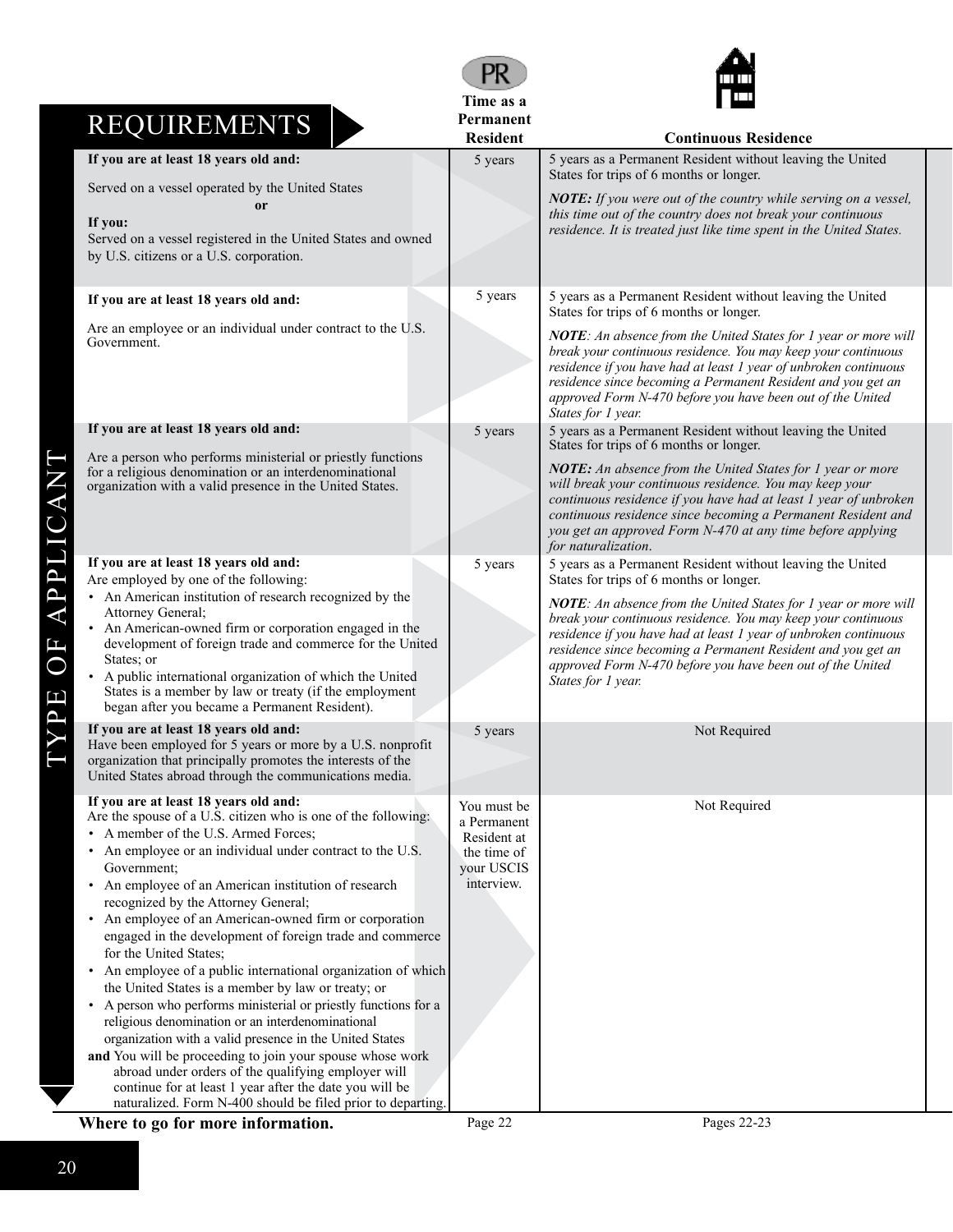| REQUIREMENTS | Time as a Permanent Resident | Continuous Residence |
|---|---|---|
| **If you are at least 18 years old and:**<br><br>Served on a vessel operated by the United States<br>**or**<br>**If you:**<br>Served on a vessel registered in the United States and owned by U.S. citizens or a U.S. corporation. | 5 years | 5 years as a Permanent Resident without leaving the United States for trips of 6 months or longer.<br><br>***NOTE:*** *If you were out of the country while serving on a vessel, this time out of the country does not break your continuous residence. It is treated just like time spent in the United States.* |
| **If you are at least 18 years old and:**<br><br>Are an employee or an individual under contract to the U.S. Government. | 5 years | 5 years as a Permanent Resident without leaving the United States for trips of 6 months or longer.<br><br>***NOTE****: An absence from the United States for 1 year or more will break your continuous residence. You may keep your continuous residence if you have had at least 1 year of unbroken continuous residence since becoming a Permanent Resident and you get an approved Form N-470 before you have been out of the United States for 1 year.* |
| **If you are at least 18 years old and:**<br><br>Are a person who performs ministerial or priestly functions for a religious denomination or an interdenominational organization with a valid presence in the United States. | 5 years | 5 years as a Permanent Resident without leaving the United States for trips of 6 months or longer.<br><br>***NOTE:*** *An absence from the United States for 1 year or more will break your continuous residence. You may keep your continuous residence if you have had at least 1 year of unbroken continuous residence since becoming a Permanent Resident and you get an approved Form N-470 at any time before applying for naturalization.* |
| **If you are at least 18 years old and:**<br>Are employed by one of the following:<br>• An American institution of research recognized by the Attorney General;<br>• An American-owned firm or corporation engaged in the development of foreign trade and commerce for the United States; or<br>• A public international organization of which the United States is a member by law or treaty (if the employment began after you became a Permanent Resident). | 5 years | 5 years as a Permanent Resident without leaving the United States for trips of 6 months or longer.<br><br>***NOTE****: An absence from the United States for 1 year or more will break your continuous residence. You may keep your continuous residence if you have had at least 1 year of unbroken continuous residence since becoming a Permanent Resident and you get an approved Form N-470 before you have been out of the United States for 1 year.* |
| **If you are at least 18 years old and:**<br>Have been employed for 5 years or more by a U.S. nonprofit organization that principally promotes the interests of the United States abroad through the communications media. | 5 years | Not Required |
| **If you are at least 18 years old and:**<br>Are the spouse of a U.S. citizen who is one of the following:<br>• A member of the U.S. Armed Forces;<br>• An employee or an individual under contract to the U.S. Government;<br>• An employee of an American institution of research recognized by the Attorney General;<br>• An employee of an American-owned firm or corporation engaged in the development of foreign trade and commerce for the United States;<br>• An employee of a public international organization of which the United States is a member by law or treaty; or<br>• A person who performs ministerial or priestly functions for a religious denomination or an interdenominational organization with a valid presence in the United States<br>**and** You will be proceeding to join your spouse whose work abroad under orders of the qualifying employer will continue for at least 1 year after the date you will be naturalized. Form N-400 should be filed prior to departing. | You must be a Permanent Resident at the time of your USCIS interview. | Not Required |
| **Where to go for more information.** | Page 22 | Pages 22-23 |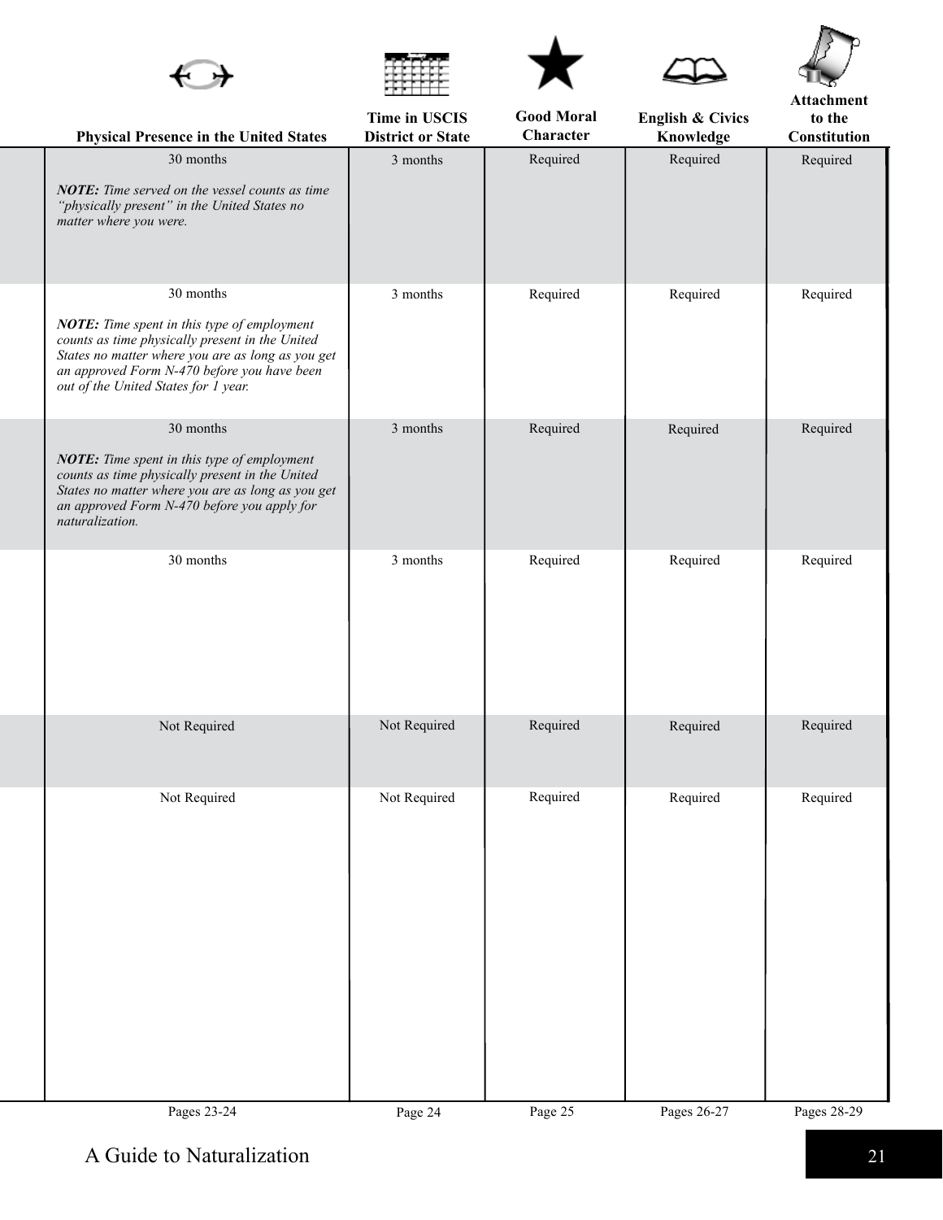| Physical Presence in the United States | Time in USCIS District or State | Good Moral Character | English & Civics Knowledge | Attachment to the Constitution |
|---|---|---|---|---|
| 30 months<br><br>***NOTE:*** *Time served on the vessel counts as time "physically present" in the United States no matter where you were.* | 3 months | Required | Required | Required |
| 30 months<br><br>***NOTE:*** *Time spent in this type of employment counts as time physically present in the United States no matter where you are as long as you get an approved Form N-470 before you have been out of the United States for 1 year.* | 3 months | Required | Required | Required |
| 30 months<br><br>***NOTE:*** *Time spent in this type of employment counts as time physically present in the United States no matter where you are as long as you get an approved Form N-470 before you apply for naturalization.* | 3 months | Required | Required | Required |
| 30 months | 3 months | Required | Required | Required |
| Not Required | Not Required | Required | Required | Required |
| Not Required | Not Required | Required | Required | Required |
| Pages 23-24 | Page 24 | Page 25 | Pages 26-27 | Pages 28-29 |

A Guide to Naturalization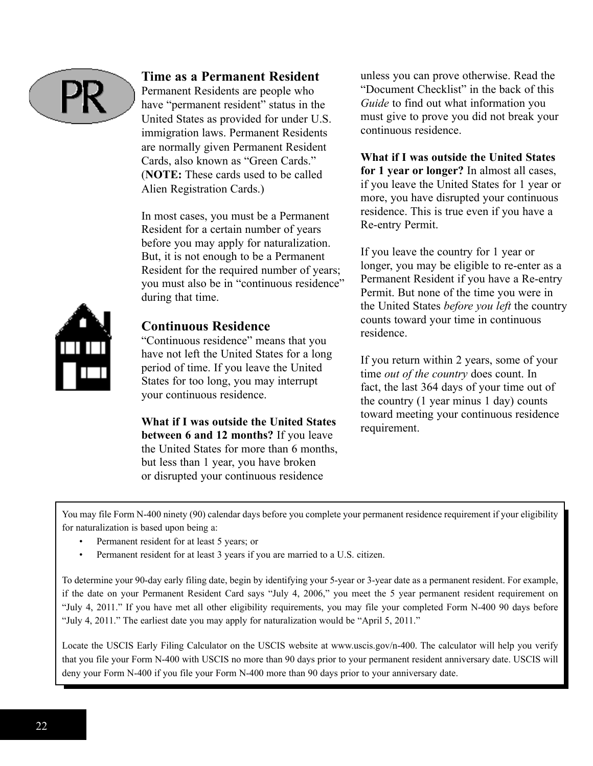## Time as a Permanent Resident

Permanent Residents are people who have "permanent resident" status in the United States as provided for under U.S. immigration laws. Permanent Residents are normally given Permanent Resident Cards, also known as "Green Cards." (**NOTE:** These cards used to be called Alien Registration Cards.)

In most cases, you must be a Permanent Resident for a certain number of years before you may apply for naturalization. But, it is not enough to be a Permanent Resident for the required number of years; you must also be in "continuous residence" during that time.

## Continuous Residence

"Continuous residence" means that you have not left the United States for a long period of time. If you leave the United States for too long, you may interrupt your continuous residence.

**What if I was outside the United States between 6 and 12 months?** If you leave the United States for more than 6 months, but less than 1 year, you have broken or disrupted your continuous residence unless you can prove otherwise. Read the "Document Checklist" in the back of this *Guide* to find out what information you must give to prove you did not break your continuous residence.

**What if I was outside the United States for 1 year or longer?** In almost all cases, if you leave the United States for 1 year or more, you have disrupted your continuous residence. This is true even if you have a Re-entry Permit.

If you leave the country for 1 year or longer, you may be eligible to re-enter as a Permanent Resident if you have a Re-entry Permit. But none of the time you were in the United States *before you left* the country counts toward your time in continuous residence.

If you return within 2 years, some of your time *out of the country* does count. In fact, the last 364 days of your time out of the country (1 year minus 1 day) counts toward meeting your continuous residence requirement.

---

You may file Form N-400 ninety (90) calendar days before you complete your permanent residence requirement if your eligibility for naturalization is based upon being a:

- Permanent resident for at least 5 years; or
- Permanent resident for at least 3 years if you are married to a U.S. citizen.

To determine your 90-day early filing date, begin by identifying your 5-year or 3-year date as a permanent resident. For example, if the date on your Permanent Resident Card says "July 4, 2006," you meet the 5 year permanent resident requirement on "July 4, 2011." If you have met all other eligibility requirements, you may file your completed Form N-400 90 days before "July 4, 2011." The earliest date you may apply for naturalization would be "April 5, 2011."

Locate the USCIS Early Filing Calculator on the USCIS website at www.uscis.gov/n-400. The calculator will help you verify that you file your Form N-400 with USCIS no more than 90 days prior to your permanent resident anniversary date. USCIS will deny your Form N-400 if you file your Form N-400 more than 90 days prior to your anniversary date.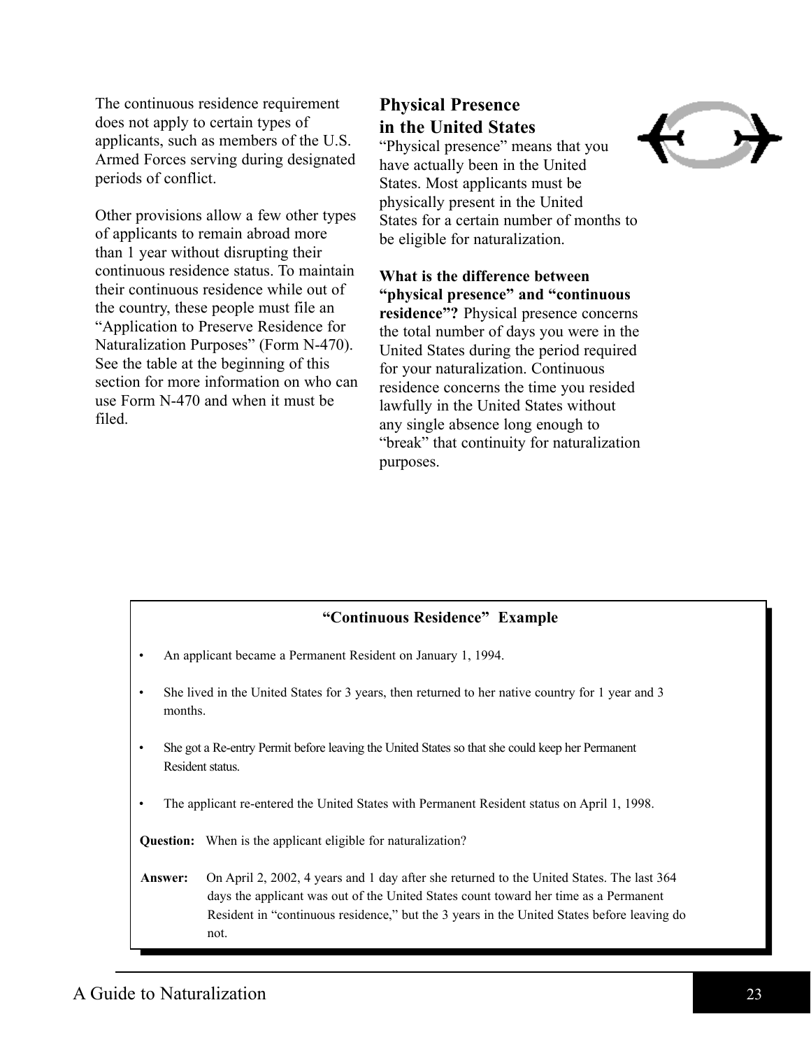The continuous residence requirement does not apply to certain types of applicants, such as members of the U.S. Armed Forces serving during designated periods of conflict.

Other provisions allow a few other types of applicants to remain abroad more than 1 year without disrupting their continuous residence status. To maintain their continuous residence while out of the country, these people must file an "Application to Preserve Residence for Naturalization Purposes" (Form N-470). See the table at the beginning of this section for more information on who can use Form N-470 and when it must be filed.

## Physical Presence in the United States

"Physical presence" means that you have actually been in the United States. Most applicants must be physically present in the United States for a certain number of months to be eligible for naturalization.

**What is the difference between "physical presence" and "continuous residence"?** Physical presence concerns the total number of days you were in the United States during the period required for your naturalization. Continuous residence concerns the time you resided lawfully in the United States without any single absence long enough to "break" that continuity for naturalization purposes.

**"Continuous Residence" Example**

- An applicant became a Permanent Resident on January 1, 1994.
- She lived in the United States for 3 years, then returned to her native country for 1 year and 3 months.
- She got a Re-entry Permit before leaving the United States so that she could keep her Permanent Resident status.
- The applicant re-entered the United States with Permanent Resident status on April 1, 1998.

**Question:** When is the applicant eligible for naturalization?

**Answer:** On April 2, 2002, 4 years and 1 day after she returned to the United States. The last 364 days the applicant was out of the United States count toward her time as a Permanent Resident in "continuous residence," but the 3 years in the United States before leaving do not.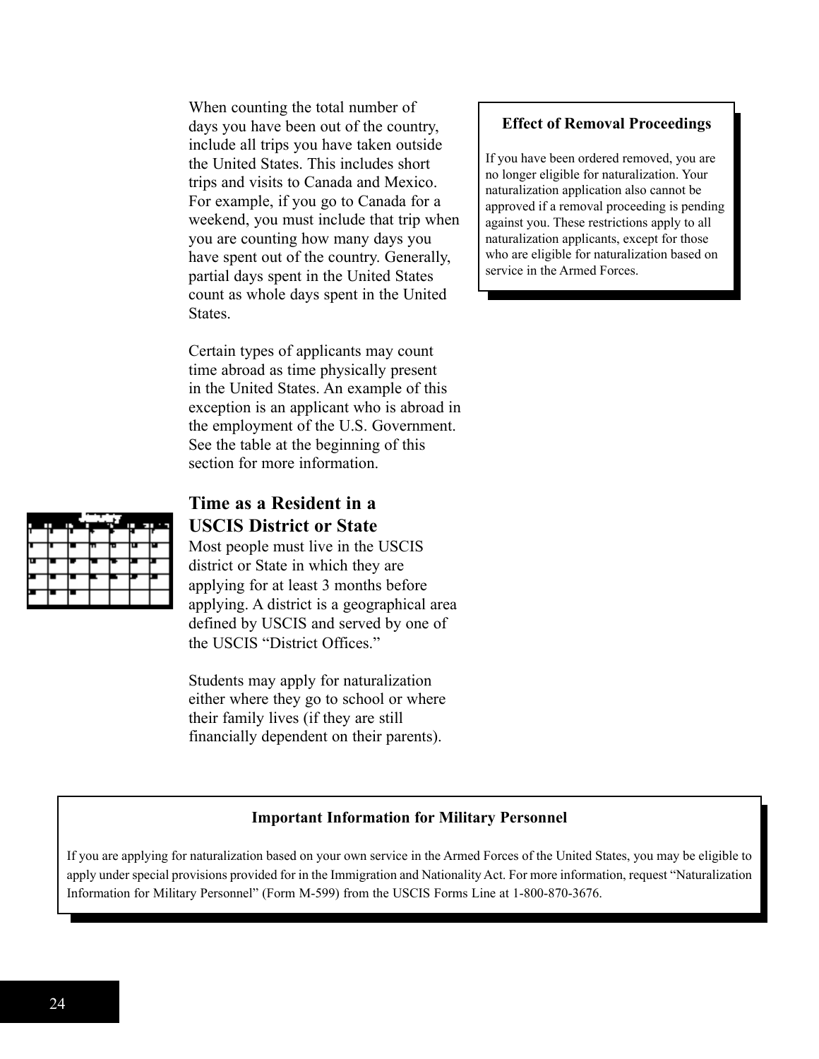When counting the total number of days you have been out of the country, include all trips you have taken outside the United States. This includes short trips and visits to Canada and Mexico. For example, if you go to Canada for a weekend, you must include that trip when you are counting how many days you have spent out of the country. Generally, partial days spent in the United States count as whole days spent in the United States.

Certain types of applicants may count time abroad as time physically present in the United States. An example of this exception is an applicant who is abroad in the employment of the U.S. Government. See the table at the beginning of this section for more information.

## Time as a Resident in a USCIS District or State

Most people must live in the USCIS district or State in which they are applying for at least 3 months before applying. A district is a geographical area defined by USCIS and served by one of the USCIS "District Offices."

Students may apply for naturalization either where they go to school or where their family lives (if they are still financially dependent on their parents).

**Effect of Removal Proceedings**

If you have been ordered removed, you are no longer eligible for naturalization. Your naturalization application also cannot be approved if a removal proceeding is pending against you. These restrictions apply to all naturalization applicants, except for those who are eligible for naturalization based on service in the Armed Forces.

**Important Information for Military Personnel**

If you are applying for naturalization based on your own service in the Armed Forces of the United States, you may be eligible to apply under special provisions provided for in the Immigration and Nationality Act. For more information, request "Naturalization Information for Military Personnel" (Form M-599) from the USCIS Forms Line at 1-800-870-3676.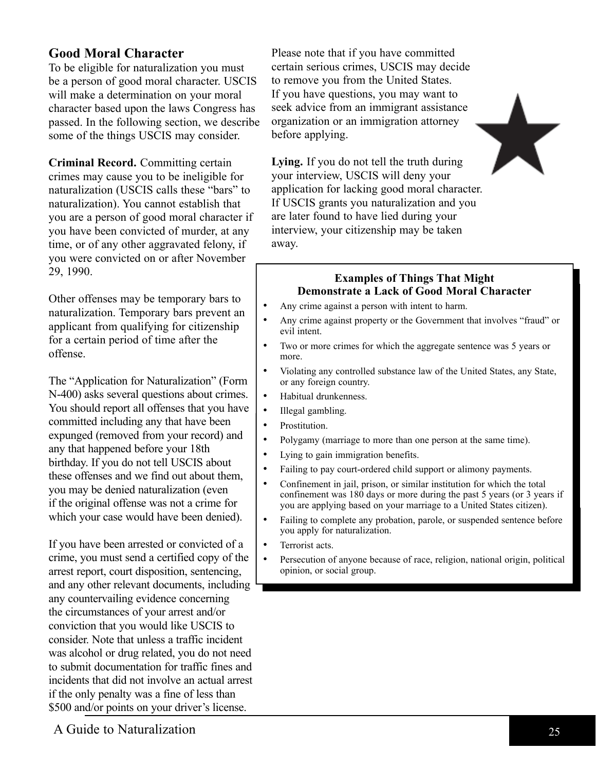## Good Moral Character

To be eligible for naturalization you must be a person of good moral character. USCIS will make a determination on your moral character based upon the laws Congress has passed. In the following section, we describe some of the things USCIS may consider.

**Criminal Record.** Committing certain crimes may cause you to be ineligible for naturalization (USCIS calls these "bars" to naturalization). You cannot establish that you are a person of good moral character if you have been convicted of murder, at any time, or of any other aggravated felony, if you were convicted on or after November 29, 1990.

Other offenses may be temporary bars to naturalization. Temporary bars prevent an applicant from qualifying for citizenship for a certain period of time after the offense.

The "Application for Naturalization" (Form N-400) asks several questions about crimes. You should report all offenses that you have committed including any that have been expunged (removed from your record) and any that happened before your 18th birthday. If you do not tell USCIS about these offenses and we find out about them, you may be denied naturalization (even if the original offense was not a crime for which your case would have been denied).

If you have been arrested or convicted of a crime, you must send a certified copy of the arrest report, court disposition, sentencing, and any other relevant documents, including any countervailing evidence concerning the circumstances of your arrest and/or conviction that you would like USCIS to consider. Note that unless a traffic incident was alcohol or drug related, you do not need to submit documentation for traffic fines and incidents that did not involve an actual arrest if the only penalty was a fine of less than $500 and/or points on your driver's license.

Please note that if you have committed certain serious crimes, USCIS may decide to remove you from the United States. If you have questions, you may want to seek advice from an immigrant assistance organization or an immigration attorney before applying.

**Lying.** If you do not tell the truth during your interview, USCIS will deny your application for lacking good moral character. If USCIS grants you naturalization and you are later found to have lied during your interview, your citizenship may be taken away.

**Examples of Things That Might Demonstrate a Lack of Good Moral Character**

- Any crime against a person with intent to harm.
- Any crime against property or the Government that involves "fraud" or evil intent.
- Two or more crimes for which the aggregate sentence was 5 years or more.
- Violating any controlled substance law of the United States, any State, or any foreign country.
- Habitual drunkenness.
- Illegal gambling.
- Prostitution.
- Polygamy (marriage to more than one person at the same time).
- Lying to gain immigration benefits.
- Failing to pay court-ordered child support or alimony payments.
- Confinement in jail, prison, or similar institution for which the total confinement was 180 days or more during the past 5 years (or 3 years if you are applying based on your marriage to a United States citizen).
- Failing to complete any probation, parole, or suspended sentence before you apply for naturalization.
- Terrorist acts.
- Persecution of anyone because of race, religion, national origin, political opinion, or social group.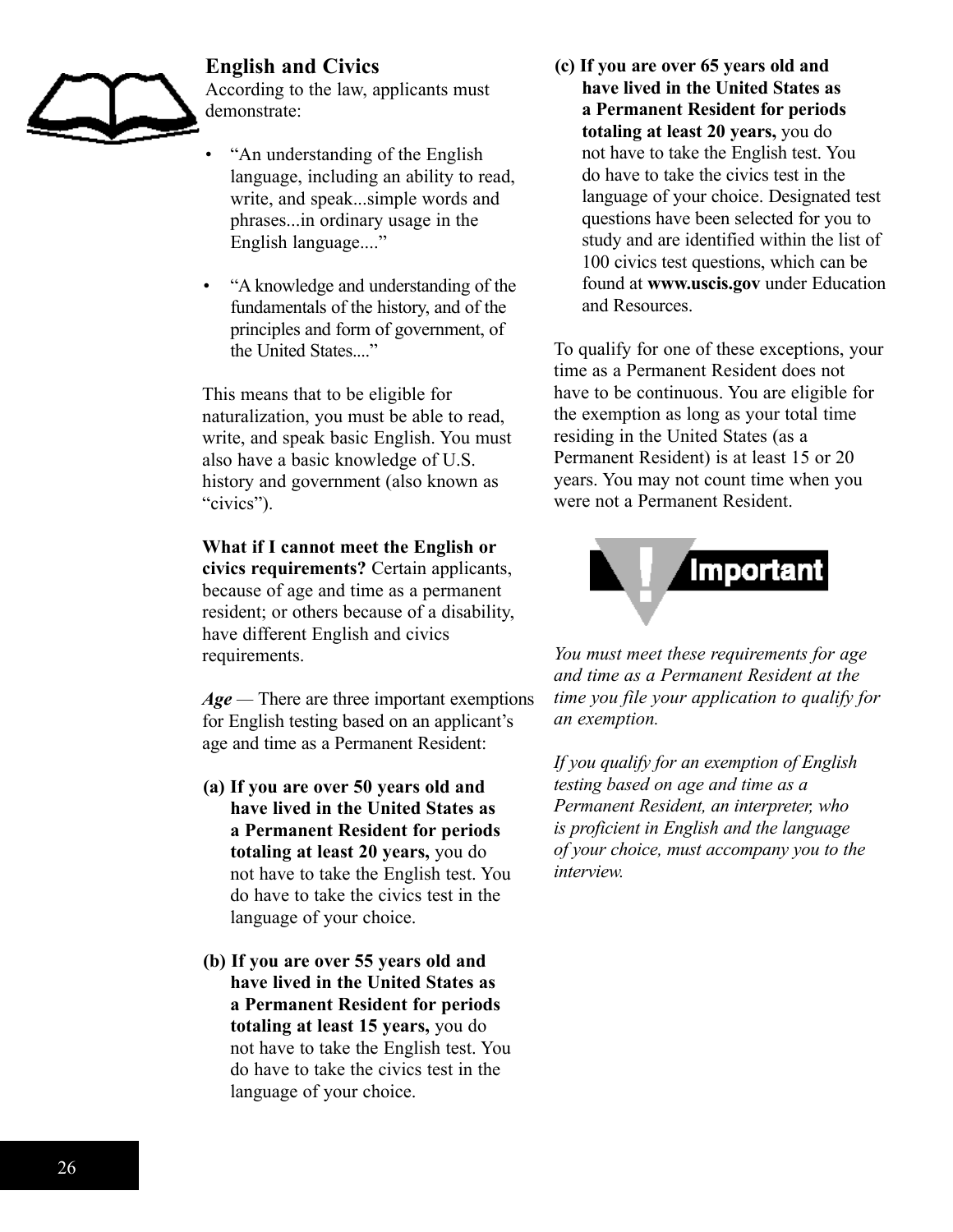## English and Civics

According to the law, applicants must demonstrate:

- "An understanding of the English language, including an ability to read, write, and speak...simple words and phrases...in ordinary usage in the English language...."
- "A knowledge and understanding of the fundamentals of the history, and of the principles and form of government, of the United States...."

This means that to be eligible for naturalization, you must be able to read, write, and speak basic English. You must also have a basic knowledge of U.S. history and government (also known as "civics").

**What if I cannot meet the English or civics requirements?** Certain applicants, because of age and time as a permanent resident; or others because of a disability, have different English and civics requirements.

***Age*** — There are three important exemptions for English testing based on an applicant's age and time as a Permanent Resident:

**(a) If you are over 50 years old and have lived in the United States as a Permanent Resident for periods totaling at least 20 years,** you do not have to take the English test. You do have to take the civics test in the language of your choice.

**(b) If you are over 55 years old and have lived in the United States as a Permanent Resident for periods totaling at least 15 years,** you do not have to take the English test. You do have to take the civics test in the language of your choice.

**(c) If you are over 65 years old and have lived in the United States as a Permanent Resident for periods totaling at least 20 years,** you do not have to take the English test. You do have to take the civics test in the language of your choice. Designated test questions have been selected for you to study and are identified within the list of 100 civics test questions, which can be found at **www.uscis.gov** under Education and Resources.

To qualify for one of these exceptions, your time as a Permanent Resident does not have to be continuous. You are eligible for the exemption as long as your total time residing in the United States (as a Permanent Resident) is at least 15 or 20 years. You may not count time when you were not a Permanent Resident.

**Important**

*You must meet these requirements for age and time as a Permanent Resident at the time you file your application to qualify for an exemption.*

*If you qualify for an exemption of English testing based on age and time as a Permanent Resident, an interpreter, who is proficient in English and the language of your choice, must accompany you to the interview.*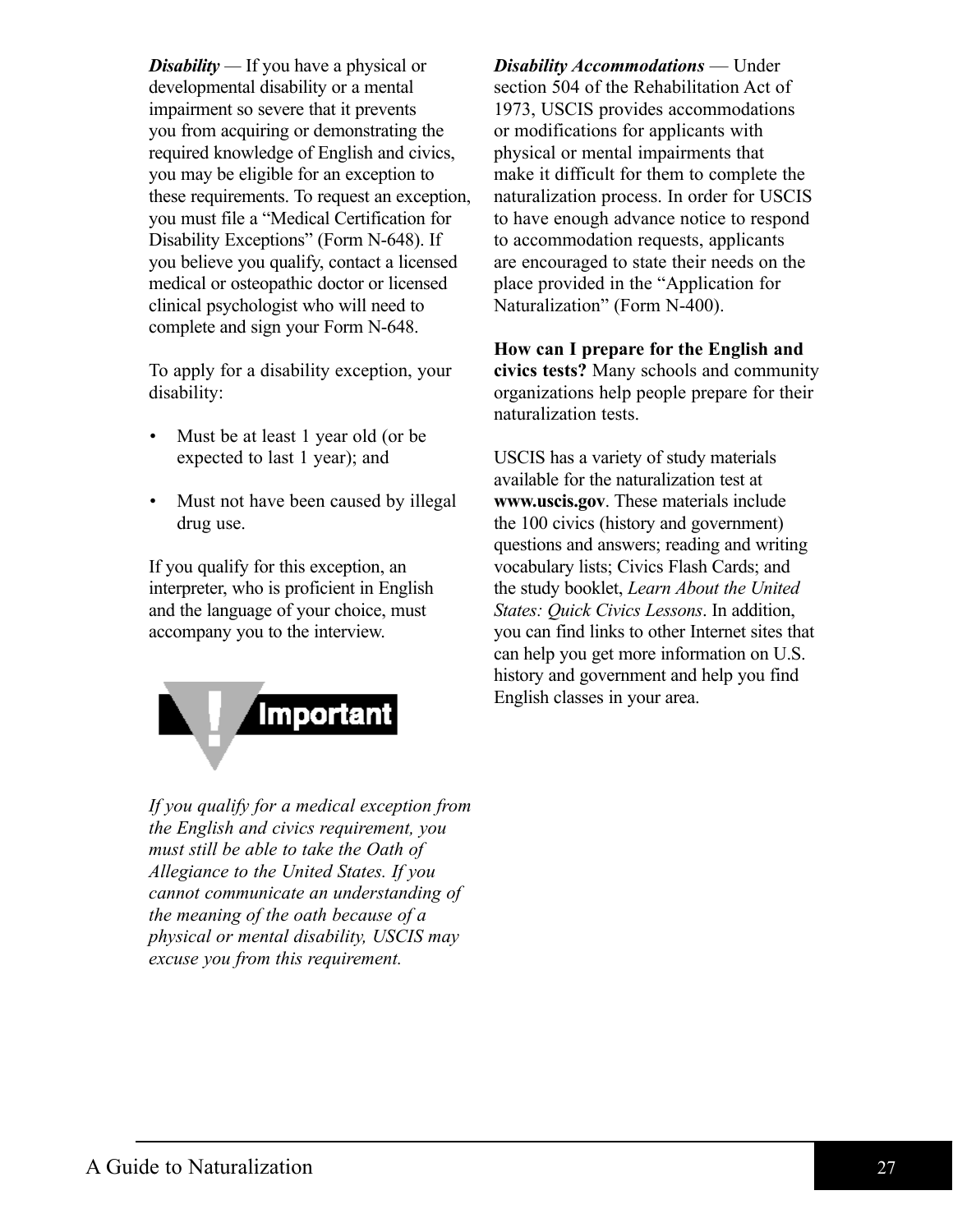***Disability*** — If you have a physical or developmental disability or a mental impairment so severe that it prevents you from acquiring or demonstrating the required knowledge of English and civics, you may be eligible for an exception to these requirements. To request an exception, you must file a "Medical Certification for Disability Exceptions" (Form N-648). If you believe you qualify, contact a licensed medical or osteopathic doctor or licensed clinical psychologist who will need to complete and sign your Form N-648.

To apply for a disability exception, your disability:

- Must be at least 1 year old (or be expected to last 1 year); and
- Must not have been caused by illegal drug use.

If you qualify for this exception, an interpreter, who is proficient in English and the language of your choice, must accompany you to the interview.

**Important**

*If you qualify for a medical exception from the English and civics requirement, you must still be able to take the Oath of Allegiance to the United States. If you cannot communicate an understanding of the meaning of the oath because of a physical or mental disability, USCIS may excuse you from this requirement.*

***Disability Accommodations*** — Under section 504 of the Rehabilitation Act of 1973, USCIS provides accommodations or modifications for applicants with physical or mental impairments that make it difficult for them to complete the naturalization process. In order for USCIS to have enough advance notice to respond to accommodation requests, applicants are encouraged to state their needs on the place provided in the "Application for Naturalization" (Form N-400).

**How can I prepare for the English and civics tests?** Many schools and community organizations help people prepare for their naturalization tests.

USCIS has a variety of study materials available for the naturalization test at **www.uscis.gov**. These materials include the 100 civics (history and government) questions and answers; reading and writing vocabulary lists; Civics Flash Cards; and the study booklet, *Learn About the United States: Quick Civics Lessons*. In addition, you can find links to other Internet sites that can help you get more information on U.S. history and government and help you find English classes in your area.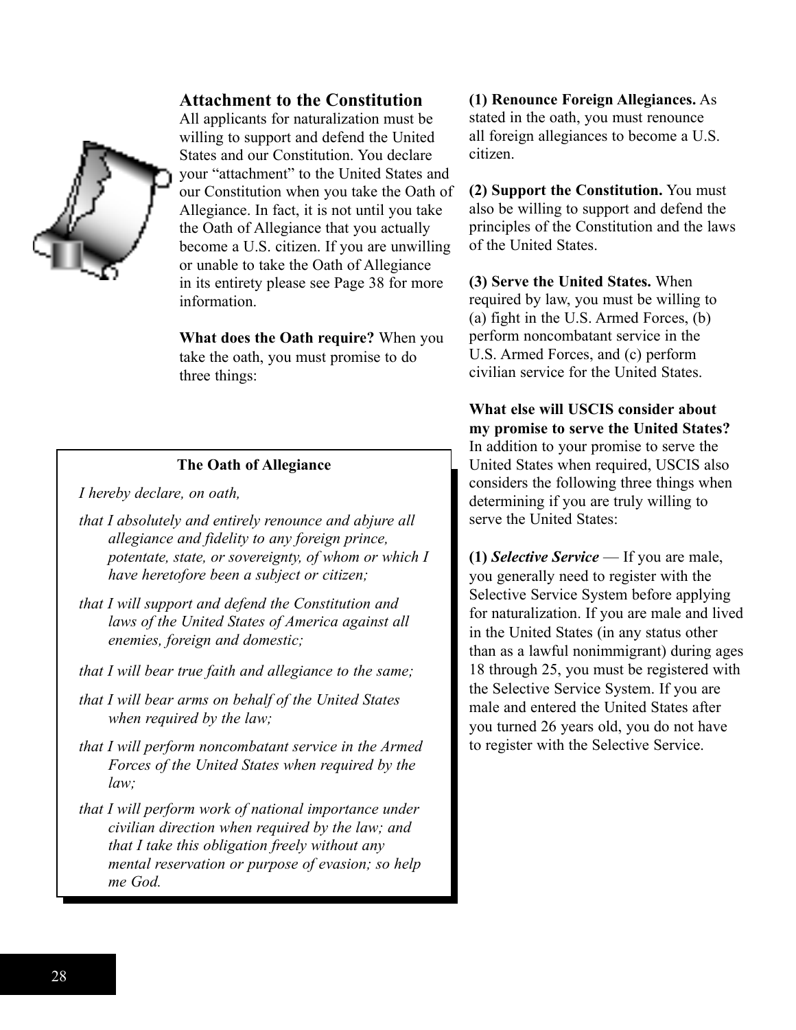## Attachment to the Constitution

All applicants for naturalization must be willing to support and defend the United States and our Constitution. You declare your "attachment" to the United States and our Constitution when you take the Oath of Allegiance. In fact, it is not until you take the Oath of Allegiance that you actually become a U.S. citizen. If you are unwilling or unable to take the Oath of Allegiance in its entirety please see Page 38 for more information.

**What does the Oath require?** When you take the oath, you must promise to do three things:

> **The Oath of Allegiance**
>
> *I hereby declare, on oath,*
>
> *that I absolutely and entirely renounce and abjure all allegiance and fidelity to any foreign prince, potentate, state, or sovereignty, of whom or which I have heretofore been a subject or citizen;*
>
> *that I will support and defend the Constitution and laws of the United States of America against all enemies, foreign and domestic;*
>
> *that I will bear true faith and allegiance to the same;*
>
> *that I will bear arms on behalf of the United States when required by the law;*
>
> *that I will perform noncombatant service in the Armed Forces of the United States when required by the law;*
>
> *that I will perform work of national importance under civilian direction when required by the law; and that I take this obligation freely without any mental reservation or purpose of evasion; so help me God.*

**(1) Renounce Foreign Allegiances.** As stated in the oath, you must renounce all foreign allegiances to become a U.S. citizen.

**(2) Support the Constitution.** You must also be willing to support and defend the principles of the Constitution and the laws of the United States.

**(3) Serve the United States.** When required by law, you must be willing to (a) fight in the U.S. Armed Forces, (b) perform noncombatant service in the U.S. Armed Forces, and (c) perform civilian service for the United States.

**What else will USCIS consider about my promise to serve the United States?** In addition to your promise to serve the United States when required, USCIS also considers the following three things when determining if you are truly willing to serve the United States:

**(1) *Selective Service*** — If you are male, you generally need to register with the Selective Service System before applying for naturalization. If you are male and lived in the United States (in any status other than as a lawful nonimmigrant) during ages 18 through 25, you must be registered with the Selective Service System. If you are male and entered the United States after you turned 26 years old, you do not have to register with the Selective Service.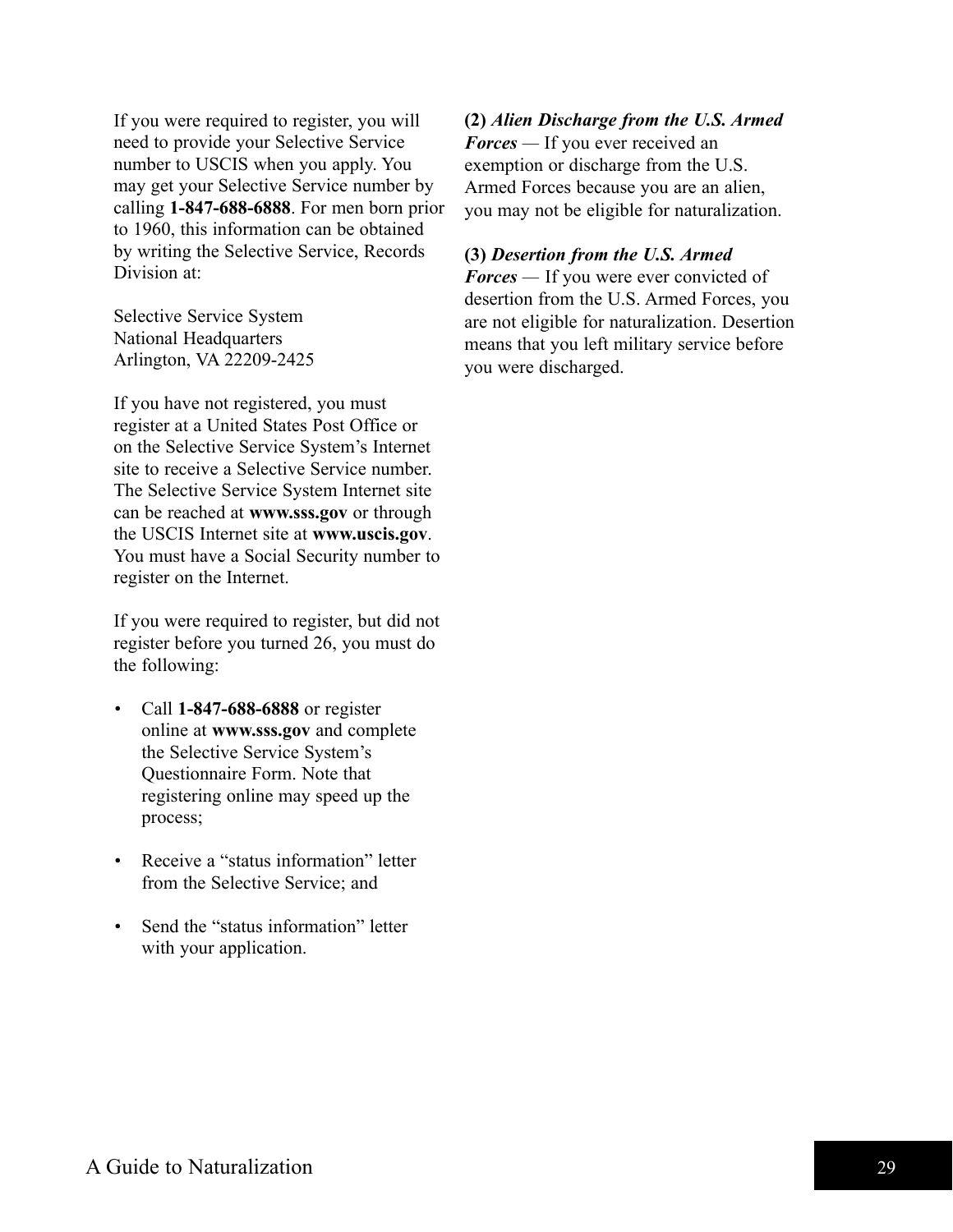If you were required to register, you will need to provide your Selective Service number to USCIS when you apply. You may get your Selective Service number by calling **1-847-688-6888**. For men born prior to 1960, this information can be obtained by writing the Selective Service, Records Division at:

Selective Service System
National Headquarters
Arlington, VA 22209-2425

If you have not registered, you must register at a United States Post Office or on the Selective Service System's Internet site to receive a Selective Service number. The Selective Service System Internet site can be reached at **www.sss.gov** or through the USCIS Internet site at **www.uscis.gov**. You must have a Social Security number to register on the Internet.

If you were required to register, but did not register before you turned 26, you must do the following:

- Call **1-847-688-6888** or register online at **www.sss.gov** and complete the Selective Service System's Questionnaire Form. Note that registering online may speed up the process;
- Receive a "status information" letter from the Selective Service; and
- Send the "status information" letter with your application.

**(2)** ***Alien Discharge from the U.S. Armed Forces*** — If you ever received an exemption or discharge from the U.S. Armed Forces because you are an alien, you may not be eligible for naturalization.

**(3)** ***Desertion from the U.S. Armed Forces*** — If you were ever convicted of desertion from the U.S. Armed Forces, you are not eligible for naturalization. Desertion means that you left military service before you were discharged.